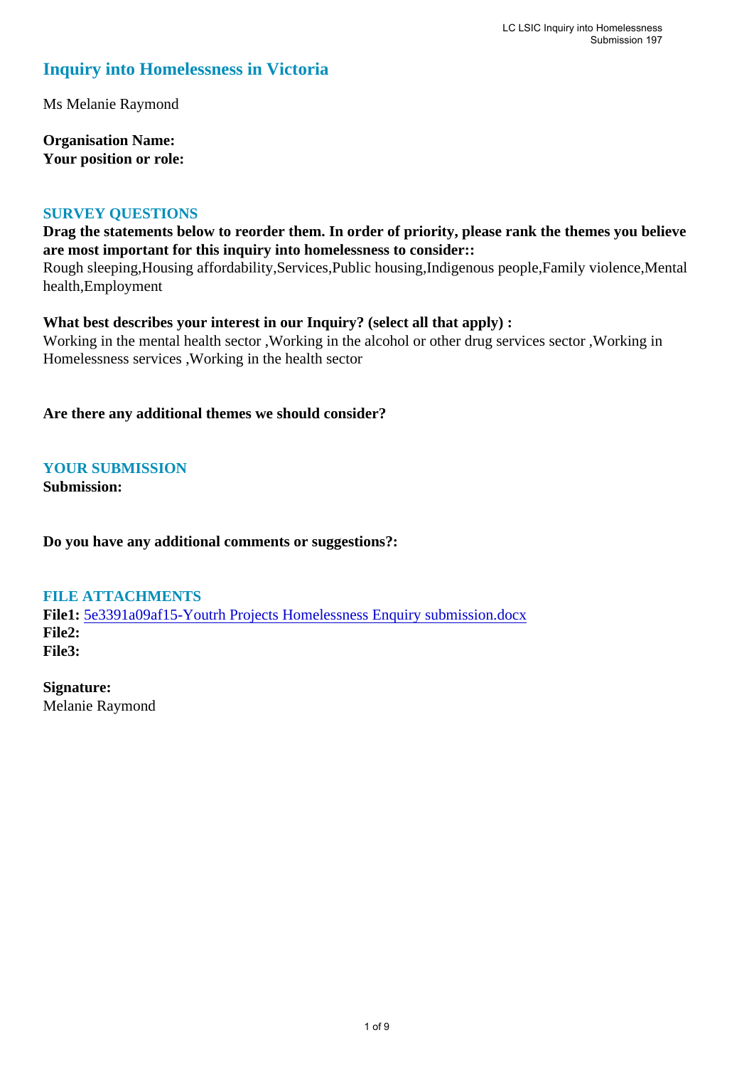# Inquiry into Homelessness in Victoria

Ms Melanie Raymond

**Organisation Name:**
**Your position or role:**

## SURVEY QUESTIONS

**Drag the statements below to reorder them. In order of priority, please rank the themes you believe are most important for this inquiry into homelessness to consider::**
Rough sleeping,Housing affordability,Services,Public housing,Indigenous people,Family violence,Mental health,Employment

**What best describes your interest in our Inquiry? (select all that apply) :**
Working in the mental health sector ,Working in the alcohol or other drug services sector ,Working in Homelessness services ,Working in the health sector

**Are there any additional themes we should consider?**

## YOUR SUBMISSION

**Submission:**

**Do you have any additional comments or suggestions?:**

## FILE ATTACHMENTS

**File1:** 5e3391a09af15-Youtrh Projects Homelessness Enquiry submission.docx
**File2:**
**File3:**

**Signature:**
Melanie Raymond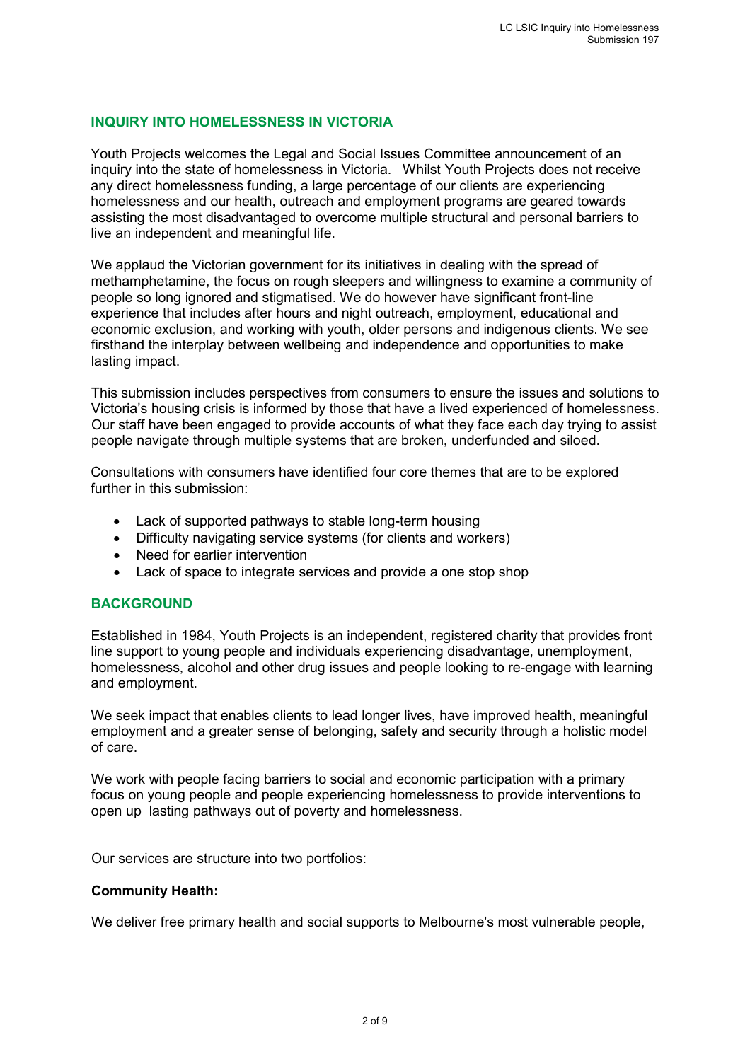## INQUIRY INTO HOMELESSNESS IN VICTORIA

Youth Projects welcomes the Legal and Social Issues Committee announcement of an inquiry into the state of homelessness in Victoria. Whilst Youth Projects does not receive any direct homelessness funding, a large percentage of our clients are experiencing homelessness and our health, outreach and employment programs are geared towards assisting the most disadvantaged to overcome multiple structural and personal barriers to live an independent and meaningful life.

We applaud the Victorian government for its initiatives in dealing with the spread of methamphetamine, the focus on rough sleepers and willingness to examine a community of people so long ignored and stigmatised. We do however have significant front-line experience that includes after hours and night outreach, employment, educational and economic exclusion, and working with youth, older persons and indigenous clients. We see firsthand the interplay between wellbeing and independence and opportunities to make lasting impact.

This submission includes perspectives from consumers to ensure the issues and solutions to Victoria's housing crisis is informed by those that have a lived experienced of homelessness. Our staff have been engaged to provide accounts of what they face each day trying to assist people navigate through multiple systems that are broken, underfunded and siloed.

Consultations with consumers have identified four core themes that are to be explored further in this submission:

- Lack of supported pathways to stable long-term housing
- Difficulty navigating service systems (for clients and workers)
- Need for earlier intervention
- Lack of space to integrate services and provide a one stop shop

## BACKGROUND

Established in 1984, Youth Projects is an independent, registered charity that provides front line support to young people and individuals experiencing disadvantage, unemployment, homelessness, alcohol and other drug issues and people looking to re-engage with learning and employment.

We seek impact that enables clients to lead longer lives, have improved health, meaningful employment and a greater sense of belonging, safety and security through a holistic model of care.

We work with people facing barriers to social and economic participation with a primary focus on young people and people experiencing homelessness to provide interventions to open up lasting pathways out of poverty and homelessness.

Our services are structure into two portfolios:

**Community Health:**

We deliver free primary health and social supports to Melbourne's most vulnerable people,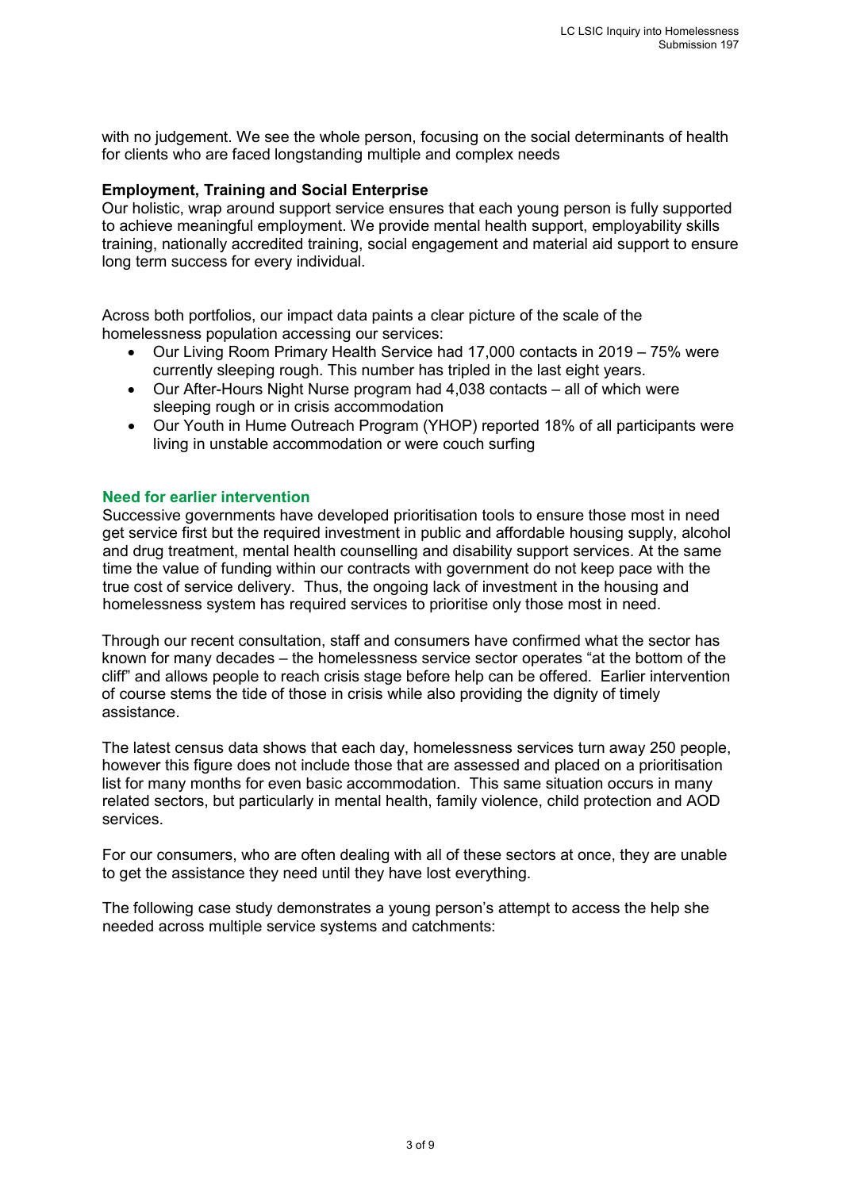with no judgement. We see the whole person, focusing on the social determinants of health for clients who are faced longstanding multiple and complex needs

**Employment, Training and Social Enterprise**
Our holistic, wrap around support service ensures that each young person is fully supported to achieve meaningful employment. We provide mental health support, employability skills training, nationally accredited training, social engagement and material aid support to ensure long term success for every individual.

Across both portfolios, our impact data paints a clear picture of the scale of the homelessness population accessing our services:

- Our Living Room Primary Health Service had 17,000 contacts in 2019 – 75% were currently sleeping rough. This number has tripled in the last eight years.
- Our After-Hours Night Nurse program had 4,038 contacts – all of which were sleeping rough or in crisis accommodation
- Our Youth in Hume Outreach Program (YHOP) reported 18% of all participants were living in unstable accommodation or were couch surfing

## Need for earlier intervention

Successive governments have developed prioritisation tools to ensure those most in need get service first but the required investment in public and affordable housing supply, alcohol and drug treatment, mental health counselling and disability support services. At the same time the value of funding within our contracts with government do not keep pace with the true cost of service delivery. Thus, the ongoing lack of investment in the housing and homelessness system has required services to prioritise only those most in need.

Through our recent consultation, staff and consumers have confirmed what the sector has known for many decades – the homelessness service sector operates "at the bottom of the cliff" and allows people to reach crisis stage before help can be offered. Earlier intervention of course stems the tide of those in crisis while also providing the dignity of timely assistance.

The latest census data shows that each day, homelessness services turn away 250 people, however this figure does not include those that are assessed and placed on a prioritisation list for many months for even basic accommodation. This same situation occurs in many related sectors, but particularly in mental health, family violence, child protection and AOD services.

For our consumers, who are often dealing with all of these sectors at once, they are unable to get the assistance they need until they have lost everything.

The following case study demonstrates a young person's attempt to access the help she needed across multiple service systems and catchments: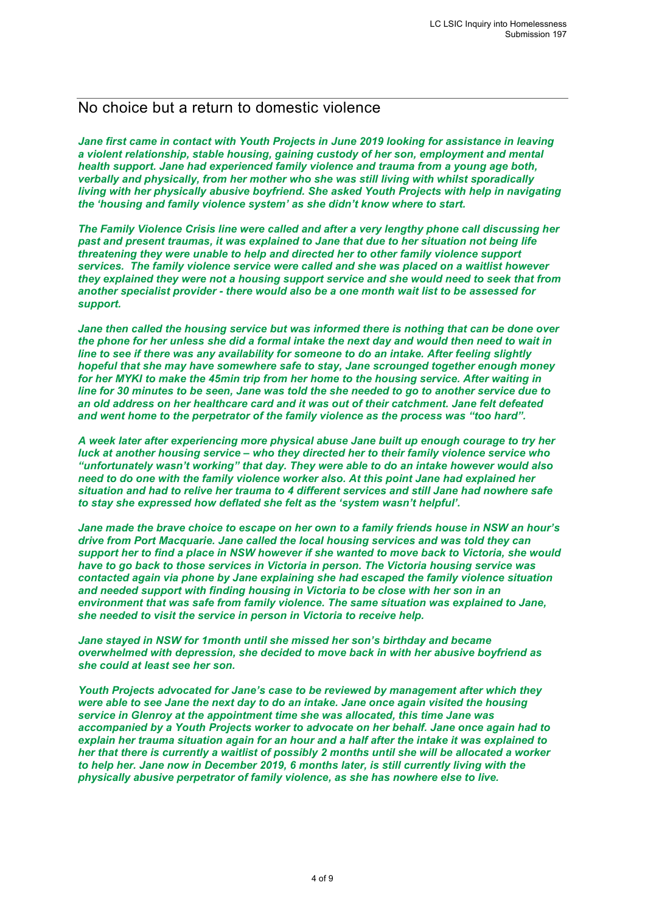## No choice but a return to domestic violence

***Jane first came in contact with Youth Projects in June 2019 looking for assistance in leaving a violent relationship, stable housing, gaining custody of her son, employment and mental health support. Jane had experienced family violence and trauma from a young age both, verbally and physically, from her mother who she was still living with whilst sporadically living with her physically abusive boyfriend. She asked Youth Projects with help in navigating the 'housing and family violence system' as she didn't know where to start.***

***The Family Violence Crisis line were called and after a very lengthy phone call discussing her past and present traumas, it was explained to Jane that due to her situation not being life threatening they were unable to help and directed her to other family violence support services. The family violence service were called and she was placed on a waitlist however they explained they were not a housing support service and she would need to seek that from another specialist provider - there would also be a one month wait list to be assessed for support.***

***Jane then called the housing service but was informed there is nothing that can be done over the phone for her unless she did a formal intake the next day and would then need to wait in line to see if there was any availability for someone to do an intake. After feeling slightly hopeful that she may have somewhere safe to stay, Jane scrounged together enough money for her MYKI to make the 45min trip from her home to the housing service. After waiting in line for 30 minutes to be seen, Jane was told the she needed to go to another service due to an old address on her healthcare card and it was out of their catchment. Jane felt defeated and went home to the perpetrator of the family violence as the process was "too hard".***

***A week later after experiencing more physical abuse Jane built up enough courage to try her luck at another housing service – who they directed her to their family violence service who "unfortunately wasn't working" that day. They were able to do an intake however would also need to do one with the family violence worker also. At this point Jane had explained her situation and had to relive her trauma to 4 different services and still Jane had nowhere safe to stay she expressed how deflated she felt as the 'system wasn't helpful'.***

***Jane made the brave choice to escape on her own to a family friends house in NSW an hour's drive from Port Macquarie. Jane called the local housing services and was told they can support her to find a place in NSW however if she wanted to move back to Victoria, she would have to go back to those services in Victoria in person. The Victoria housing service was contacted again via phone by Jane explaining she had escaped the family violence situation and needed support with finding housing in Victoria to be close with her son in an environment that was safe from family violence. The same situation was explained to Jane, she needed to visit the service in person in Victoria to receive help.***

***Jane stayed in NSW for 1month until she missed her son's birthday and became overwhelmed with depression, she decided to move back in with her abusive boyfriend as she could at least see her son.***

***Youth Projects advocated for Jane's case to be reviewed by management after which they were able to see Jane the next day to do an intake. Jane once again visited the housing service in Glenroy at the appointment time she was allocated, this time Jane was accompanied by a Youth Projects worker to advocate on her behalf. Jane once again had to explain her trauma situation again for an hour and a half after the intake it was explained to her that there is currently a waitlist of possibly 2 months until she will be allocated a worker to help her. Jane now in December 2019, 6 months later, is still currently living with the physically abusive perpetrator of family violence, as she has nowhere else to live.***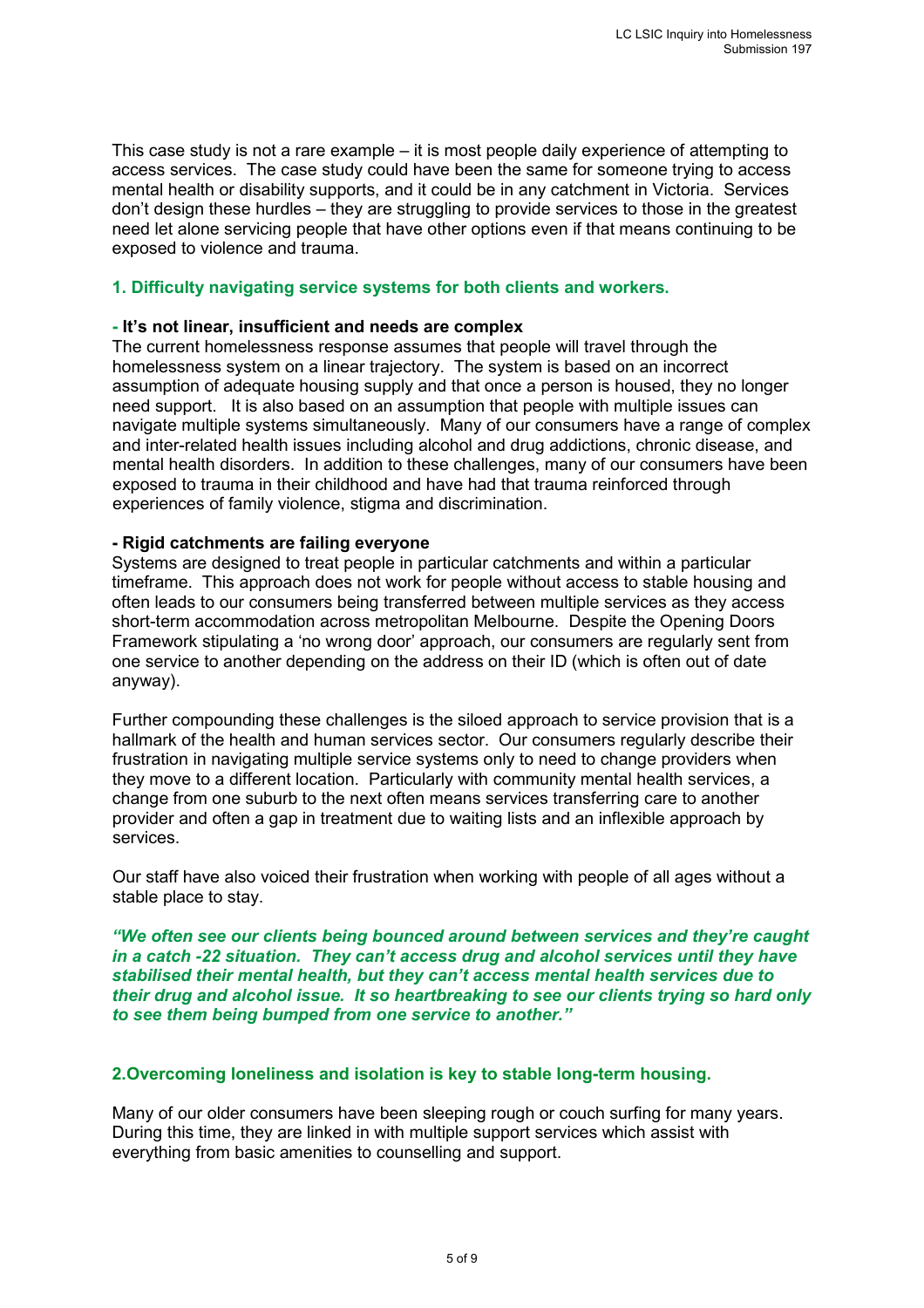This case study is not a rare example – it is most people daily experience of attempting to access services. The case study could have been the same for someone trying to access mental health or disability supports, and it could be in any catchment in Victoria. Services don't design these hurdles – they are struggling to provide services to those in the greatest need let alone servicing people that have other options even if that means continuing to be exposed to violence and trauma.

## 1. Difficulty navigating service systems for both clients and workers.

### - It's not linear, insufficient and needs are complex

The current homelessness response assumes that people will travel through the homelessness system on a linear trajectory. The system is based on an incorrect assumption of adequate housing supply and that once a person is housed, they no longer need support. It is also based on an assumption that people with multiple issues can navigate multiple systems simultaneously. Many of our consumers have a range of complex and inter-related health issues including alcohol and drug addictions, chronic disease, and mental health disorders. In addition to these challenges, many of our consumers have been exposed to trauma in their childhood and have had that trauma reinforced through experiences of family violence, stigma and discrimination.

### - Rigid catchments are failing everyone

Systems are designed to treat people in particular catchments and within a particular timeframe. This approach does not work for people without access to stable housing and often leads to our consumers being transferred between multiple services as they access short-term accommodation across metropolitan Melbourne. Despite the Opening Doors Framework stipulating a 'no wrong door' approach, our consumers are regularly sent from one service to another depending on the address on their ID (which is often out of date anyway).

Further compounding these challenges is the siloed approach to service provision that is a hallmark of the health and human services sector. Our consumers regularly describe their frustration in navigating multiple service systems only to need to change providers when they move to a different location. Particularly with community mental health services, a change from one suburb to the next often means services transferring care to another provider and often a gap in treatment due to waiting lists and an inflexible approach by services.

Our staff have also voiced their frustration when working with people of all ages without a stable place to stay.

***"We often see our clients being bounced around between services and they're caught in a catch -22 situation. They can't access drug and alcohol services until they have stabilised their mental health, but they can't access mental health services due to their drug and alcohol issue. It so heartbreaking to see our clients trying so hard only to see them being bumped from one service to another."***

## 2.Overcoming loneliness and isolation is key to stable long-term housing.

Many of our older consumers have been sleeping rough or couch surfing for many years. During this time, they are linked in with multiple support services which assist with everything from basic amenities to counselling and support.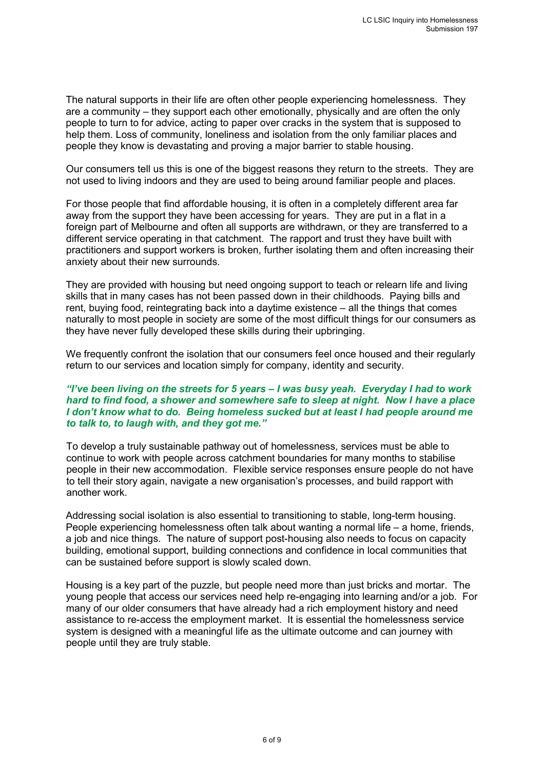The natural supports in their life are often other people experiencing homelessness. They are a community – they support each other emotionally, physically and are often the only people to turn to for advice, acting to paper over cracks in the system that is supposed to help them. Loss of community, loneliness and isolation from the only familiar places and people they know is devastating and proving a major barrier to stable housing.

Our consumers tell us this is one of the biggest reasons they return to the streets. They are not used to living indoors and they are used to being around familiar people and places.

For those people that find affordable housing, it is often in a completely different area far away from the support they have been accessing for years. They are put in a flat in a foreign part of Melbourne and often all supports are withdrawn, or they are transferred to a different service operating in that catchment. The rapport and trust they have built with practitioners and support workers is broken, further isolating them and often increasing their anxiety about their new surrounds.

They are provided with housing but need ongoing support to teach or relearn life and living skills that in many cases has not been passed down in their childhoods. Paying bills and rent, buying food, reintegrating back into a daytime existence – all the things that comes naturally to most people in society are some of the most difficult things for our consumers as they have never fully developed these skills during their upbringing.

We frequently confront the isolation that our consumers feel once housed and their regularly return to our services and location simply for company, identity and security.

***"I've been living on the streets for 5 years – I was busy yeah. Everyday I had to work hard to find food, a shower and somewhere safe to sleep at night. Now I have a place I don't know what to do. Being homeless sucked but at least I had people around me to talk to, to laugh with, and they got me."***

To develop a truly sustainable pathway out of homelessness, services must be able to continue to work with people across catchment boundaries for many months to stabilise people in their new accommodation. Flexible service responses ensure people do not have to tell their story again, navigate a new organisation's processes, and build rapport with another work.

Addressing social isolation is also essential to transitioning to stable, long-term housing. People experiencing homelessness often talk about wanting a normal life – a home, friends, a job and nice things. The nature of support post-housing also needs to focus on capacity building, emotional support, building connections and confidence in local communities that can be sustained before support is slowly scaled down.

Housing is a key part of the puzzle, but people need more than just bricks and mortar. The young people that access our services need help re-engaging into learning and/or a job. For many of our older consumers that have already had a rich employment history and need assistance to re-access the employment market. It is essential the homelessness service system is designed with a meaningful life as the ultimate outcome and can journey with people until they are truly stable.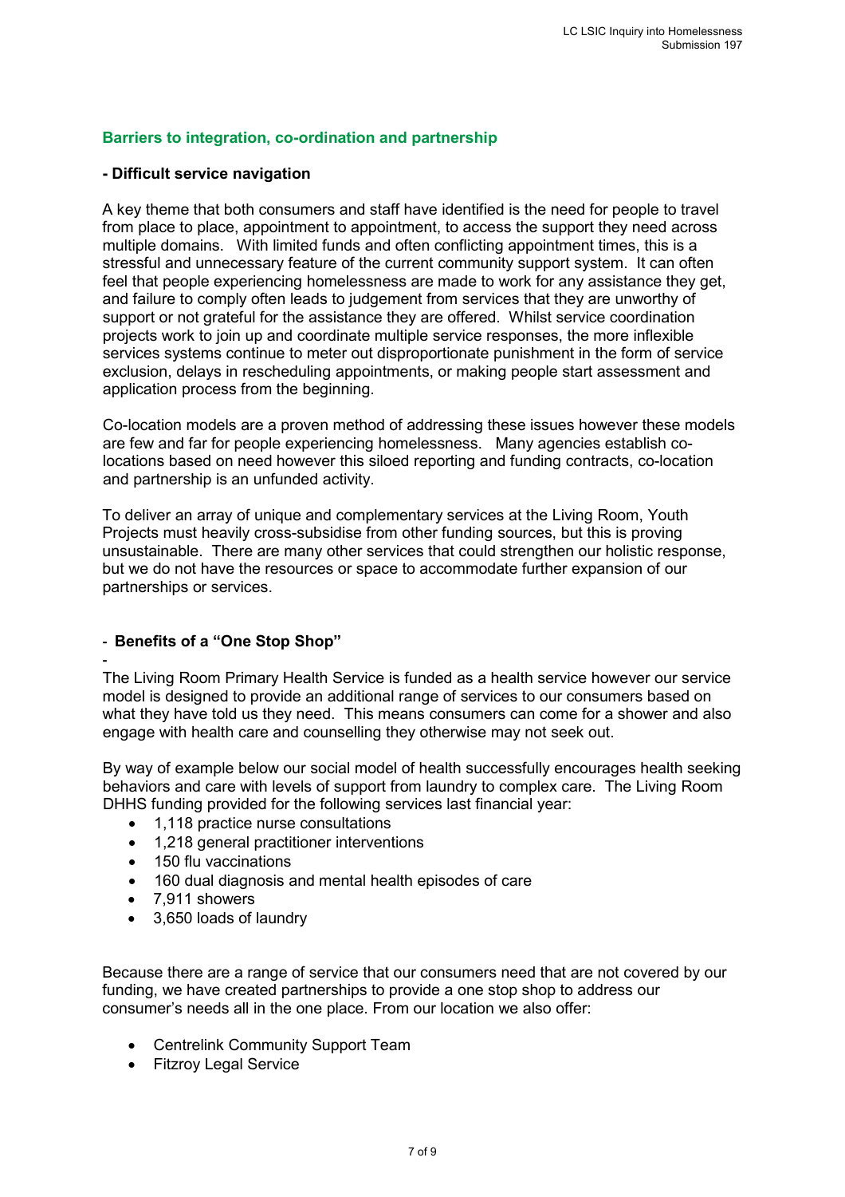## Barriers to integration, co-ordination and partnership

**- Difficult service navigation**

A key theme that both consumers and staff have identified is the need for people to travel from place to place, appointment to appointment, to access the support they need across multiple domains. With limited funds and often conflicting appointment times, this is a stressful and unnecessary feature of the current community support system. It can often feel that people experiencing homelessness are made to work for any assistance they get, and failure to comply often leads to judgement from services that they are unworthy of support or not grateful for the assistance they are offered. Whilst service coordination projects work to join up and coordinate multiple service responses, the more inflexible services systems continue to meter out disproportionate punishment in the form of service exclusion, delays in rescheduling appointments, or making people start assessment and application process from the beginning.

Co-location models are a proven method of addressing these issues however these models are few and far for people experiencing homelessness. Many agencies establish co-locations based on need however this siloed reporting and funding contracts, co-location and partnership is an unfunded activity.

To deliver an array of unique and complementary services at the Living Room, Youth Projects must heavily cross-subsidise from other funding sources, but this is proving unsustainable. There are many other services that could strengthen our holistic response, but we do not have the resources or space to accommodate further expansion of our partnerships or services.

- **Benefits of a "One Stop Shop"**

-

The Living Room Primary Health Service is funded as a health service however our service model is designed to provide an additional range of services to our consumers based on what they have told us they need. This means consumers can come for a shower and also engage with health care and counselling they otherwise may not seek out.

By way of example below our social model of health successfully encourages health seeking behaviors and care with levels of support from laundry to complex care. The Living Room DHHS funding provided for the following services last financial year:

- 1,118 practice nurse consultations
- 1,218 general practitioner interventions
- 150 flu vaccinations
- 160 dual diagnosis and mental health episodes of care
- 7,911 showers
- 3,650 loads of laundry

Because there are a range of service that our consumers need that are not covered by our funding, we have created partnerships to provide a one stop shop to address our consumer's needs all in the one place. From our location we also offer:

- Centrelink Community Support Team
- Fitzroy Legal Service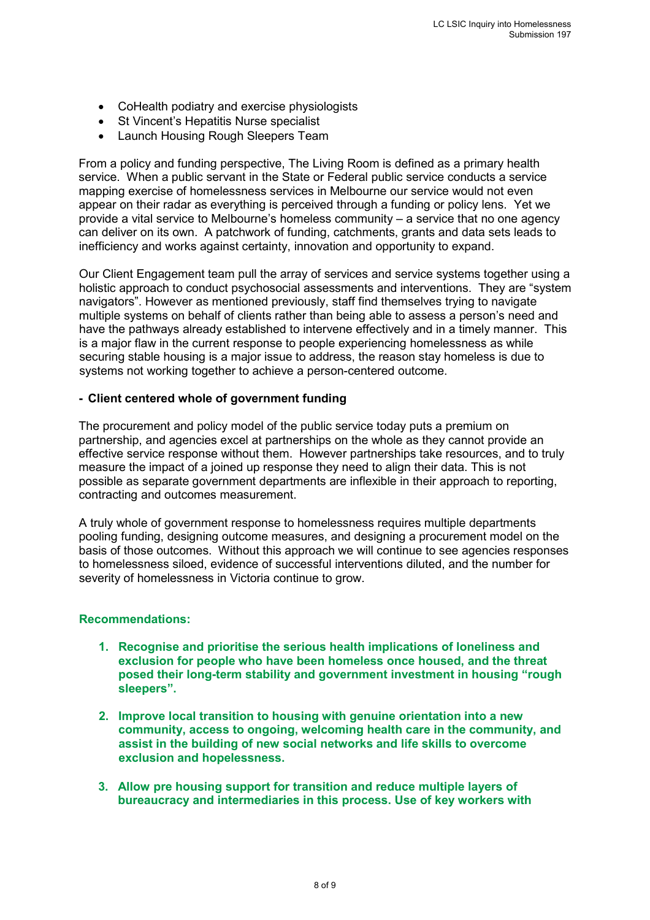- CoHealth podiatry and exercise physiologists
- St Vincent's Hepatitis Nurse specialist
- Launch Housing Rough Sleepers Team

From a policy and funding perspective, The Living Room is defined as a primary health service. When a public servant in the State or Federal public service conducts a service mapping exercise of homelessness services in Melbourne our service would not even appear on their radar as everything is perceived through a funding or policy lens. Yet we provide a vital service to Melbourne's homeless community – a service that no one agency can deliver on its own. A patchwork of funding, catchments, grants and data sets leads to inefficiency and works against certainty, innovation and opportunity to expand.

Our Client Engagement team pull the array of services and service systems together using a holistic approach to conduct psychosocial assessments and interventions. They are "system navigators". However as mentioned previously, staff find themselves trying to navigate multiple systems on behalf of clients rather than being able to assess a person's need and have the pathways already established to intervene effectively and in a timely manner. This is a major flaw in the current response to people experiencing homelessness as while securing stable housing is a major issue to address, the reason stay homeless is due to systems not working together to achieve a person-centered outcome.

**- Client centered whole of government funding**

The procurement and policy model of the public service today puts a premium on partnership, and agencies excel at partnerships on the whole as they cannot provide an effective service response without them. However partnerships take resources, and to truly measure the impact of a joined up response they need to align their data. This is not possible as separate government departments are inflexible in their approach to reporting, contracting and outcomes measurement.

A truly whole of government response to homelessness requires multiple departments pooling funding, designing outcome measures, and designing a procurement model on the basis of those outcomes. Without this approach we will continue to see agencies responses to homelessness siloed, evidence of successful interventions diluted, and the number for severity of homelessness in Victoria continue to grow.

**Recommendations:**

1. **Recognise and prioritise the serious health implications of loneliness and exclusion for people who have been homeless once housed, and the threat posed their long-term stability and government investment in housing "rough sleepers".**

2. **Improve local transition to housing with genuine orientation into a new community, access to ongoing, welcoming health care in the community, and assist in the building of new social networks and life skills to overcome exclusion and hopelessness.**

3. **Allow pre housing support for transition and reduce multiple layers of bureaucracy and intermediaries in this process. Use of key workers with**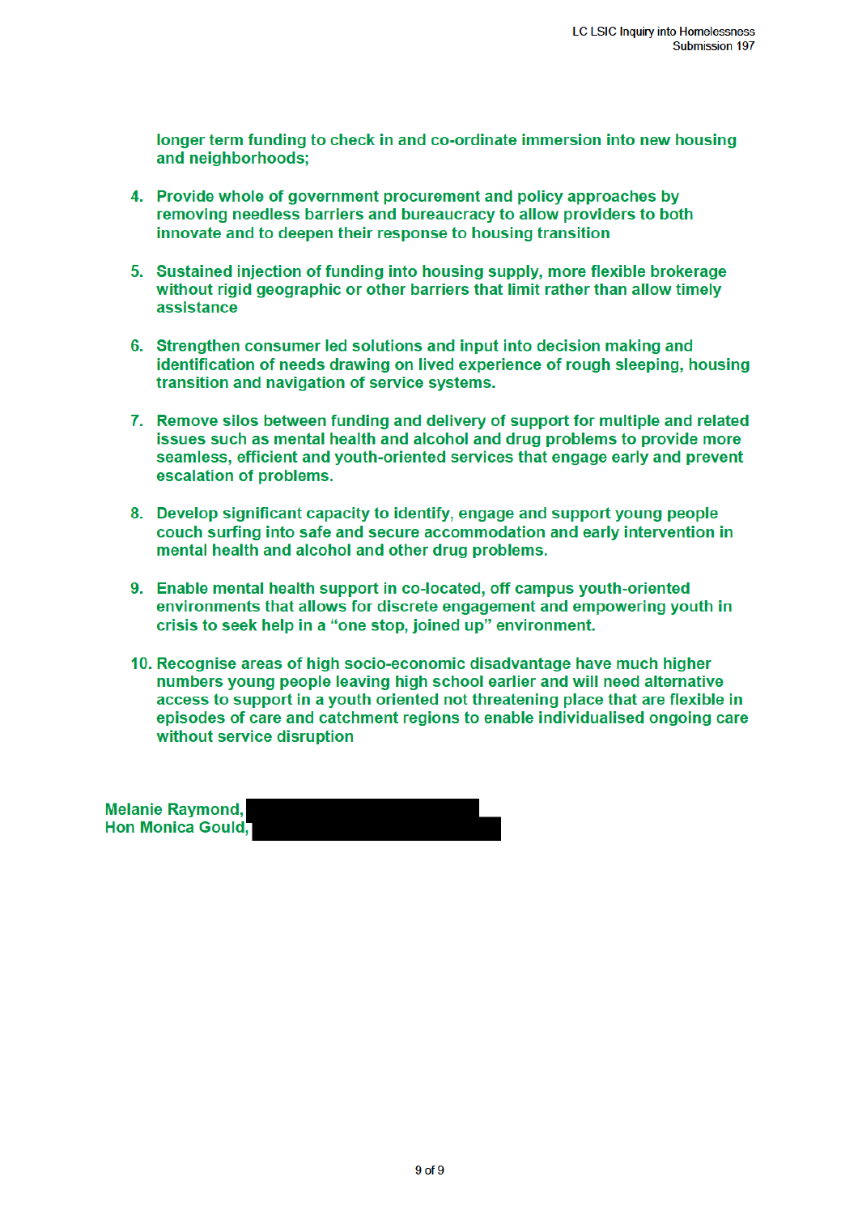**longer term funding to check in and co-ordinate immersion into new housing and neighborhoods;**

4. **Provide whole of government procurement and policy approaches by removing needless barriers and bureaucracy to allow providers to both innovate and to deepen their response to housing transition**

5. **Sustained injection of funding into housing supply, more flexible brokerage without rigid geographic or other barriers that limit rather than allow timely assistance**

6. **Strengthen consumer led solutions and input into decision making and identification of needs drawing on lived experience of rough sleeping, housing transition and navigation of service systems.**

7. **Remove silos between funding and delivery of support for multiple and related issues such as mental health and alcohol and drug problems to provide more seamless, efficient and youth-oriented services that engage early and prevent escalation of problems.**

8. **Develop significant capacity to identify, engage and support young people couch surfing into safe and secure accommodation and early intervention in mental health and alcohol and other drug problems.**

9. **Enable mental health support in co-located, off campus youth-oriented environments that allows for discrete engagement and empowering youth in crisis to seek help in a "one stop, joined up" environment.**

10. **Recognise areas of high socio-economic disadvantage have much higher numbers young people leaving high school earlier and will need alternative access to support in a youth oriented not threatening place that are flexible in episodes of care and catchment regions to enable individualised ongoing care without service disruption**

**Melanie Raymond,**
**Hon Monica Gould,**